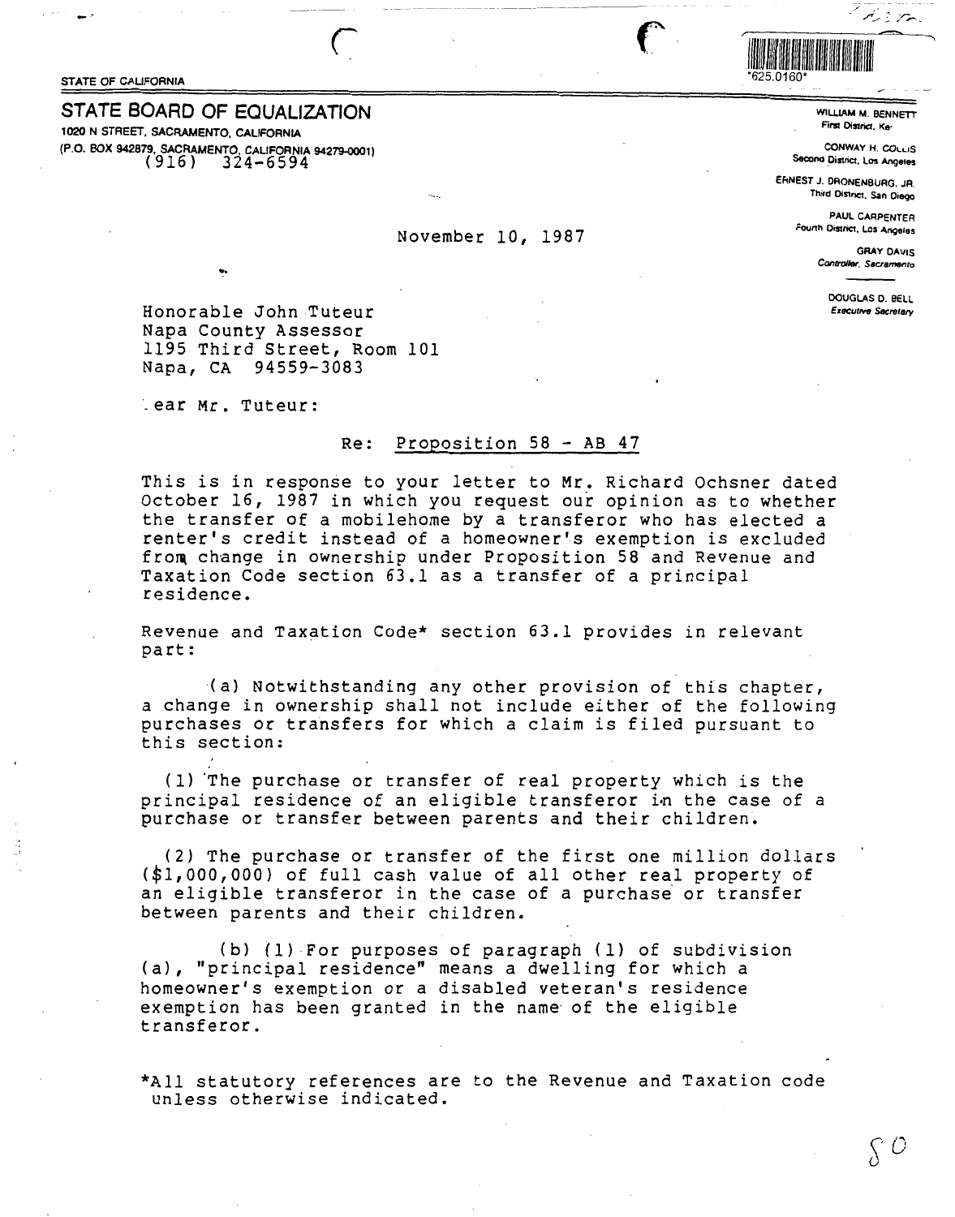STATE OF CALIFORNIA

"625.0160"

## STATE BOARD OF EQUALIZATION

1020 N STREET, SACRAMENTO, CALIFORNIA
(P.O. BOX 942879, SACRAMENTO, CALIFORNIA 94279-0001)
(916) 324-6594

WILLIAM M. BENNETT
First District, Ke

CONWAY H. COLLIS
Second District, Los Angeles

ERNEST J. DRONENBURG, JR.
Third District, San Diego

PAUL CARPENTER
Fourth District, Los Angeles

GRAY DAVIS
*Controller, Sacramento*

DOUGLAS D. BELL
*Executive Secretary*

November 10, 1987

Honorable John Tuteur
Napa County Assessor
1195 Third Street, Room 101
Napa, CA 94559-3083

Dear Mr. Tuteur:

Re: Proposition 58 - AB 47

This is in response to your letter to Mr. Richard Ochsner dated October 16, 1987 in which you request our opinion as to whether the transfer of a mobilehome by a transferor who has elected a renter's credit instead of a homeowner's exemption is excluded from change in ownership under Proposition 58 and Revenue and Taxation Code section 63.1 as a transfer of a principal residence.

Revenue and Taxation Code* section 63.1 provides in relevant part:

(a) Notwithstanding any other provision of this chapter, a change in ownership shall not include either of the following purchases or transfers for which a claim is filed pursuant to this section:

(1) The purchase or transfer of real property which is the principal residence of an eligible transferor in the case of a purchase or transfer between parents and their children.

(2) The purchase or transfer of the first one million dollars ($1,000,000) of full cash value of all other real property of an eligible transferor in the case of a purchase or transfer between parents and their children.

(b) (1) For purposes of paragraph (1) of subdivision (a), "principal residence" means a dwelling for which a homeowner's exemption or a disabled veteran's residence exemption has been granted in the name of the eligible transferor.

*All statutory references are to the Revenue and Taxation code unless otherwise indicated.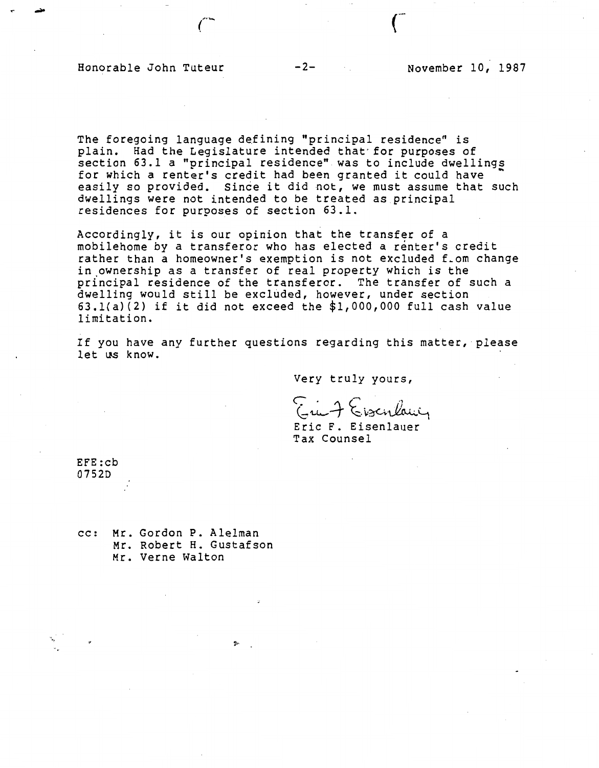The foregoing language defining "principal residence" is plain. Had the Legislature intended that for purposes of section 63.1 a "principal residence" was to include dwellings for which a renter's credit had been granted it could have easily so provided. Since it did not, we must assume that such dwellings were not intended to be treated as principal residences for purposes of section 63.1.

Accordingly, it is our opinion that the transfer of a mobilehome by a transferor who has elected a renter's credit rather than a homeowner's exemption is not excluded from change in ownership as a transfer of real property which is the principal residence of the transferor. The transfer of such a dwelling would still be excluded, however, under section 63.1(a)(2) if it did not exceed the $1,000,000 full cash value limitation.

If you have any further questions regarding this matter, please let us know.

Very truly yours,

Eric F. Eisenlauer

Eric F. Eisenlauer
Tax Counsel

EFE:cb
0752D

cc: Mr. Gordon P. Alelman
Mr. Robert H. Gustafson
Mr. Verne Walton